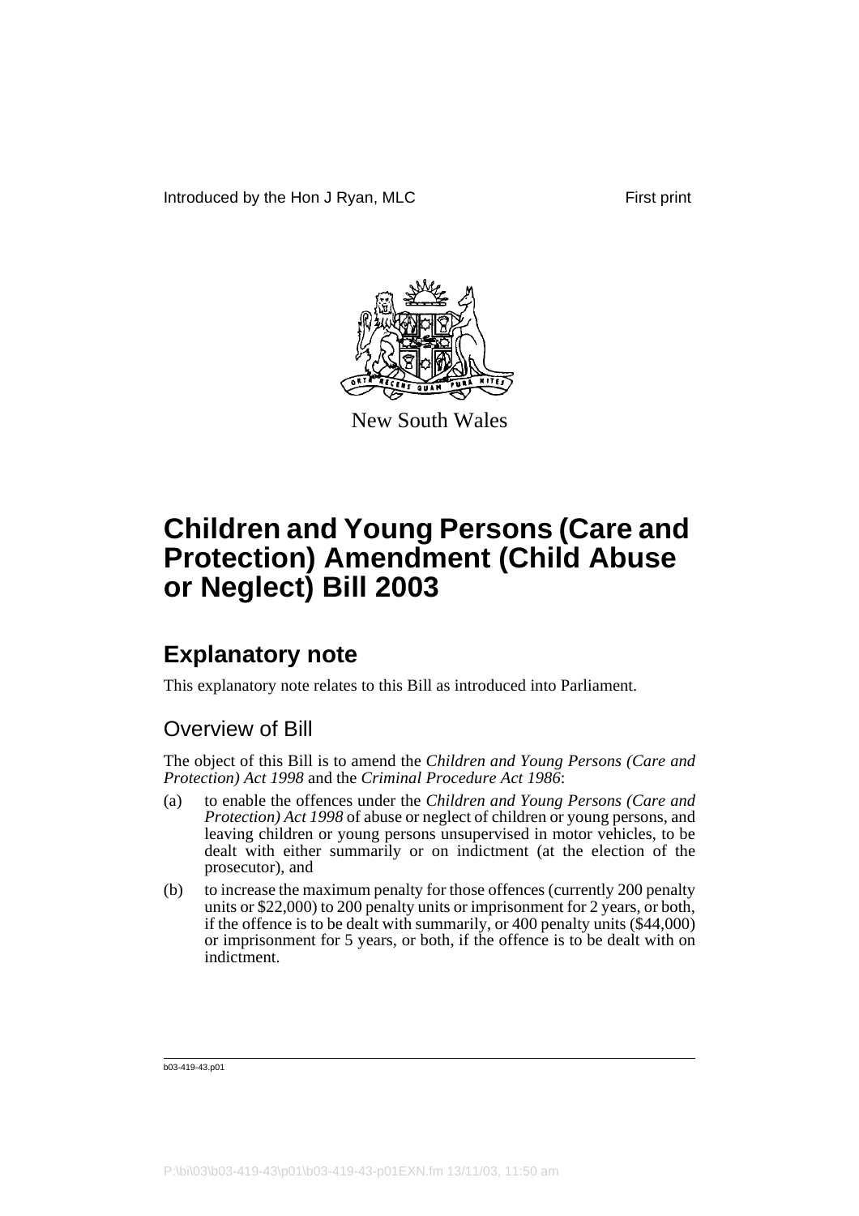Introduced by the Hon J Ryan, MLC

First print

New South Wales

# Children and Young Persons (Care and Protection) Amendment (Child Abuse or Neglect) Bill 2003

## Explanatory note

This explanatory note relates to this Bill as introduced into Parliament.

### Overview of Bill

The object of this Bill is to amend the *Children and Young Persons (Care and Protection) Act 1998* and the *Criminal Procedure Act 1986*:

(a) to enable the offences under the *Children and Young Persons (Care and Protection) Act 1998* of abuse or neglect of children or young persons, and leaving children or young persons unsupervised in motor vehicles, to be dealt with either summarily or on indictment (at the election of the prosecutor), and

(b) to increase the maximum penalty for those offences (currently 200 penalty units or $22,000) to 200 penalty units or imprisonment for 2 years, or both, if the offence is to be dealt with summarily, or 400 penalty units ($44,000) or imprisonment for 5 years, or both, if the offence is to be dealt with on indictment.

b03-419-43.p01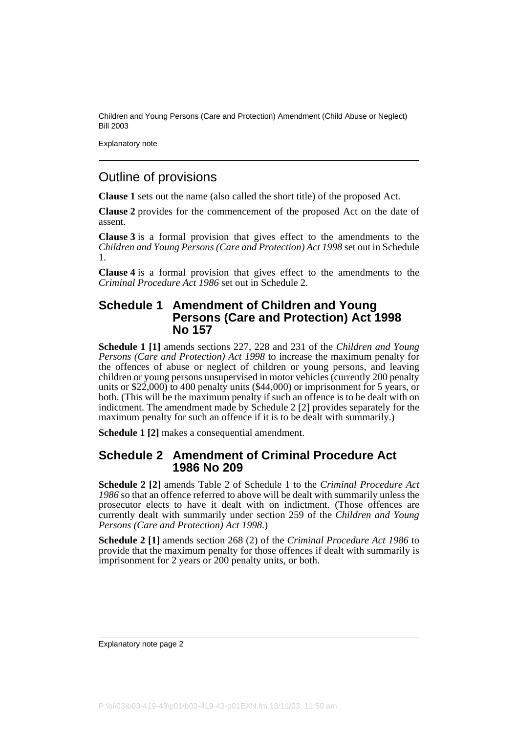## Outline of provisions

**Clause 1** sets out the name (also called the short title) of the proposed Act.

**Clause 2** provides for the commencement of the proposed Act on the date of assent.

**Clause 3** is a formal provision that gives effect to the amendments to the *Children and Young Persons (Care and Protection) Act 1998* set out in Schedule 1.

**Clause 4** is a formal provision that gives effect to the amendments to the *Criminal Procedure Act 1986* set out in Schedule 2.

## Schedule 1 Amendment of Children and Young Persons (Care and Protection) Act 1998 No 157

**Schedule 1 [1]** amends sections 227, 228 and 231 of the *Children and Young Persons (Care and Protection) Act 1998* to increase the maximum penalty for the offences of abuse or neglect of children or young persons, and leaving children or young persons unsupervised in motor vehicles (currently 200 penalty units or $22,000) to 400 penalty units ($44,000) or imprisonment for 5 years, or both. (This will be the maximum penalty if such an offence is to be dealt with on indictment. The amendment made by Schedule 2 [2] provides separately for the maximum penalty for such an offence if it is to be dealt with summarily.)

**Schedule 1 [2]** makes a consequential amendment.

## Schedule 2 Amendment of Criminal Procedure Act 1986 No 209

**Schedule 2 [2]** amends Table 2 of Schedule 1 to the *Criminal Procedure Act 1986* so that an offence referred to above will be dealt with summarily unless the prosecutor elects to have it dealt with on indictment. (Those offences are currently dealt with summarily under section 259 of the *Children and Young Persons (Care and Protection) Act 1998*.)

**Schedule 2 [1]** amends section 268 (2) of the *Criminal Procedure Act 1986* to provide that the maximum penalty for those offences if dealt with summarily is imprisonment for 2 years or 200 penalty units, or both.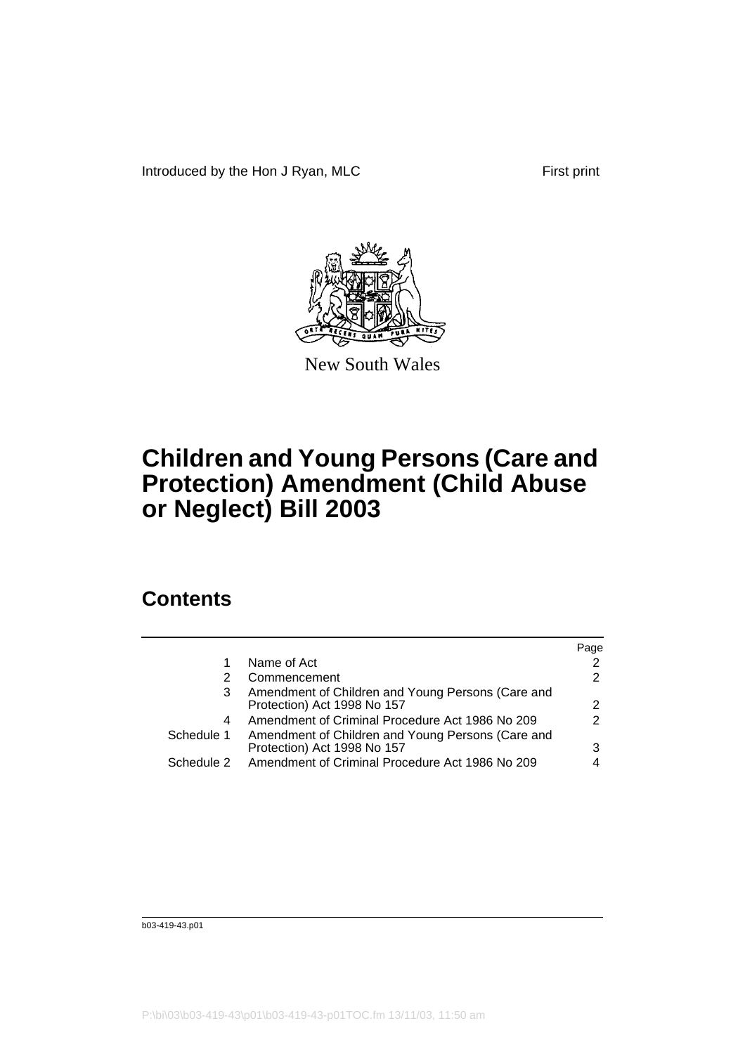Introduced by the Hon J Ryan, MLC

First print

New South Wales

# Children and Young Persons (Care and Protection) Amendment (Child Abuse or Neglect) Bill 2003

## Contents

| | | Page |
|---|---|---|
| 1 | Name of Act | 2 |
| 2 | Commencement | 2 |
| 3 | Amendment of Children and Young Persons (Care and Protection) Act 1998 No 157 | 2 |
| 4 | Amendment of Criminal Procedure Act 1986 No 209 | 2 |
| Schedule 1 | Amendment of Children and Young Persons (Care and Protection) Act 1998 No 157 | 3 |
| Schedule 2 | Amendment of Criminal Procedure Act 1986 No 209 | 4 |

b03-419-43.p01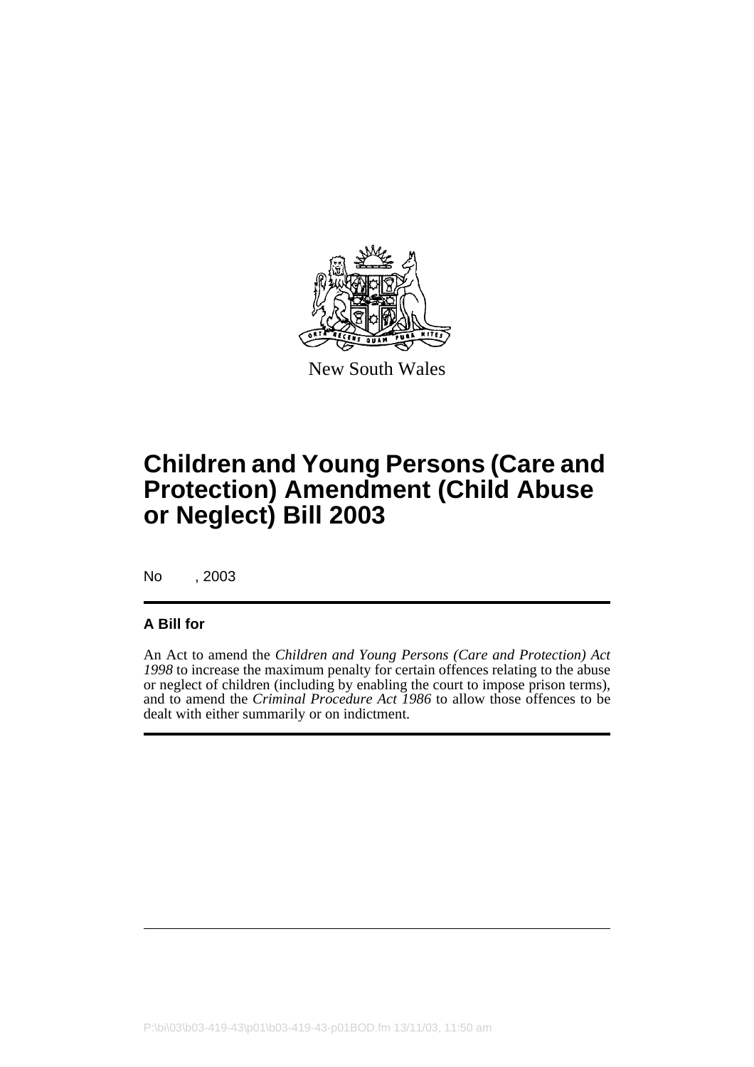New South Wales

# Children and Young Persons (Care and Protection) Amendment (Child Abuse or Neglect) Bill 2003

No , 2003

**A Bill for**

An Act to amend the *Children and Young Persons (Care and Protection) Act 1998* to increase the maximum penalty for certain offences relating to the abuse or neglect of children (including by enabling the court to impose prison terms), and to amend the *Criminal Procedure Act 1986* to allow those offences to be dealt with either summarily or on indictment.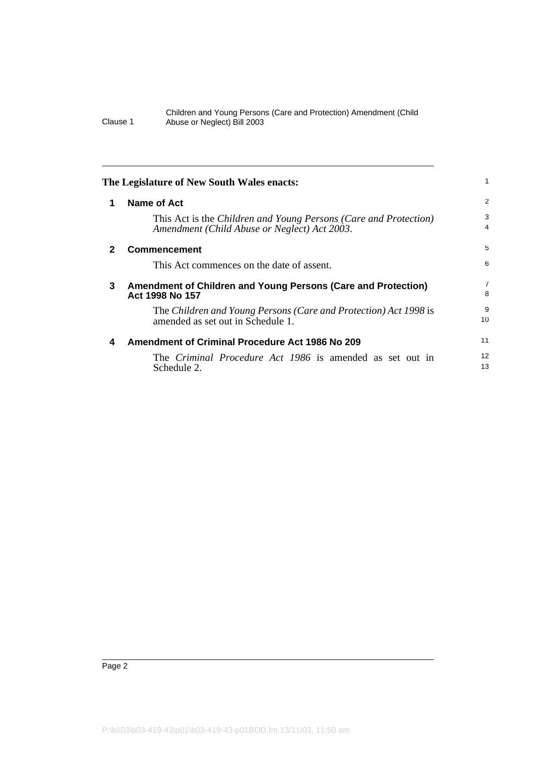**The Legislature of New South Wales enacts:**

## 1 Name of Act

This Act is the *Children and Young Persons (Care and Protection) Amendment (Child Abuse or Neglect) Act 2003*.

## 2 Commencement

This Act commences on the date of assent.

## 3 Amendment of Children and Young Persons (Care and Protection) Act 1998 No 157

The *Children and Young Persons (Care and Protection) Act 1998* is amended as set out in Schedule 1.

## 4 Amendment of Criminal Procedure Act 1986 No 209

The *Criminal Procedure Act 1986* is amended as set out in Schedule 2.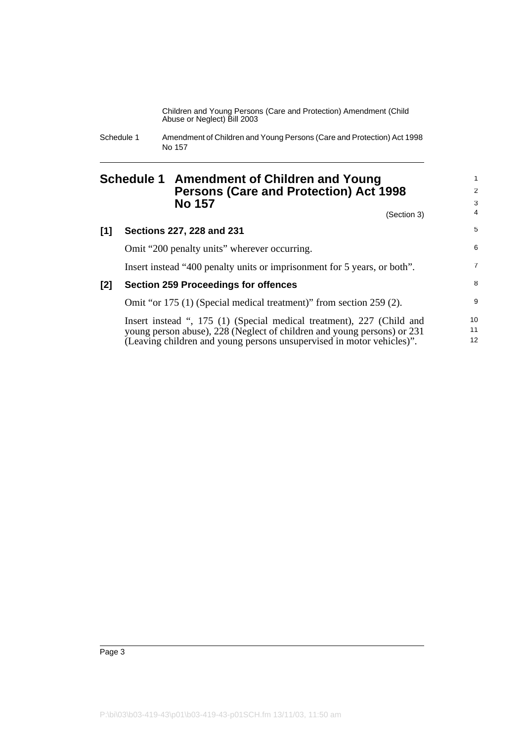# Schedule 1 Amendment of Children and Young Persons (Care and Protection) Act 1998 No 157

(Section 3)

## [1] Sections 227, 228 and 231

Omit "200 penalty units" wherever occurring.

Insert instead "400 penalty units or imprisonment for 5 years, or both".

## [2] Section 259 Proceedings for offences

Omit "or 175 (1) (Special medical treatment)" from section 259 (2).

Insert instead ", 175 (1) (Special medical treatment), 227 (Child and young person abuse), 228 (Neglect of children and young persons) or 231 (Leaving children and young persons unsupervised in motor vehicles)".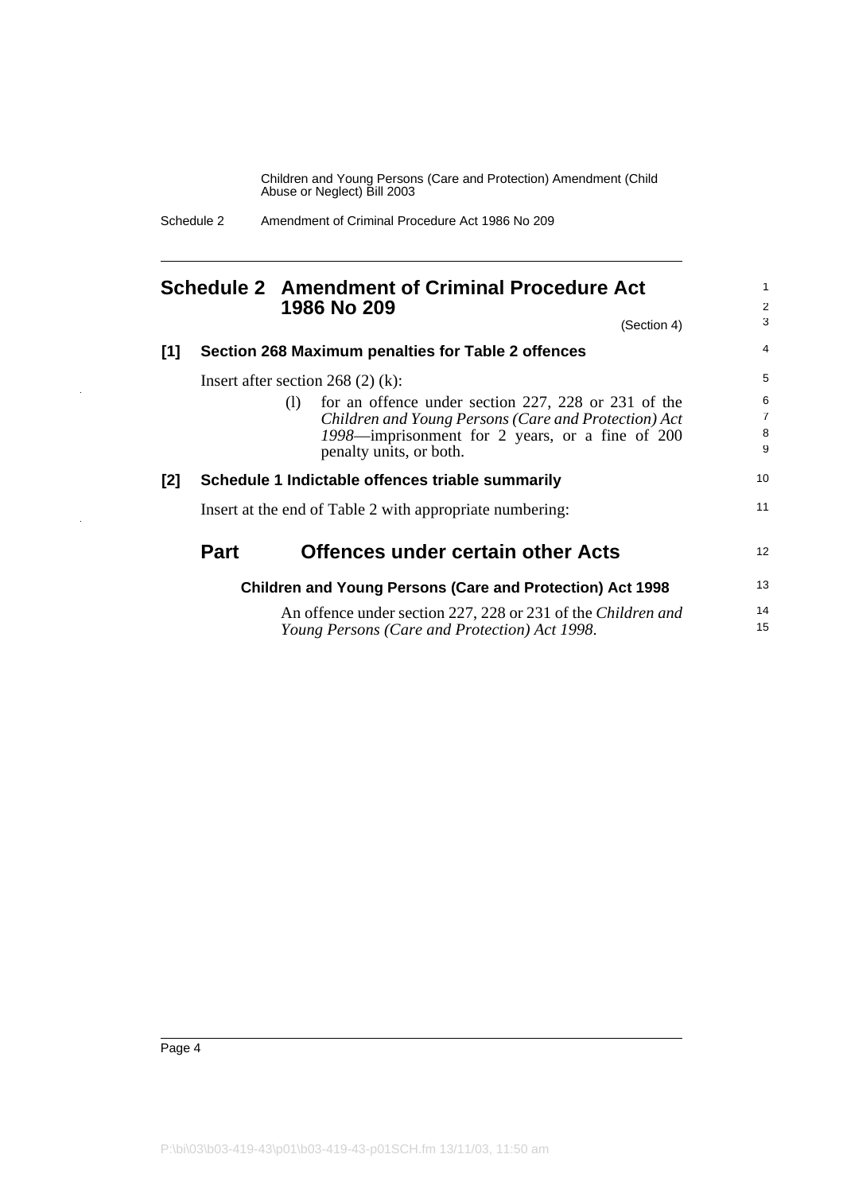# Schedule 2 Amendment of Criminal Procedure Act 1986 No 209

(Section 4)

## [1] Section 268 Maximum penalties for Table 2 offences

Insert after section 268 (2) (k):

(l) for an offence under section 227, 228 or 231 of the *Children and Young Persons (Care and Protection) Act 1998*—imprisonment for 2 years, or a fine of 200 penalty units, or both.

## [2] Schedule 1 Indictable offences triable summarily

Insert at the end of Table 2 with appropriate numbering:

## Part Offences under certain other Acts

### Children and Young Persons (Care and Protection) Act 1998

An offence under section 227, 228 or 231 of the *Children and Young Persons (Care and Protection) Act 1998*.